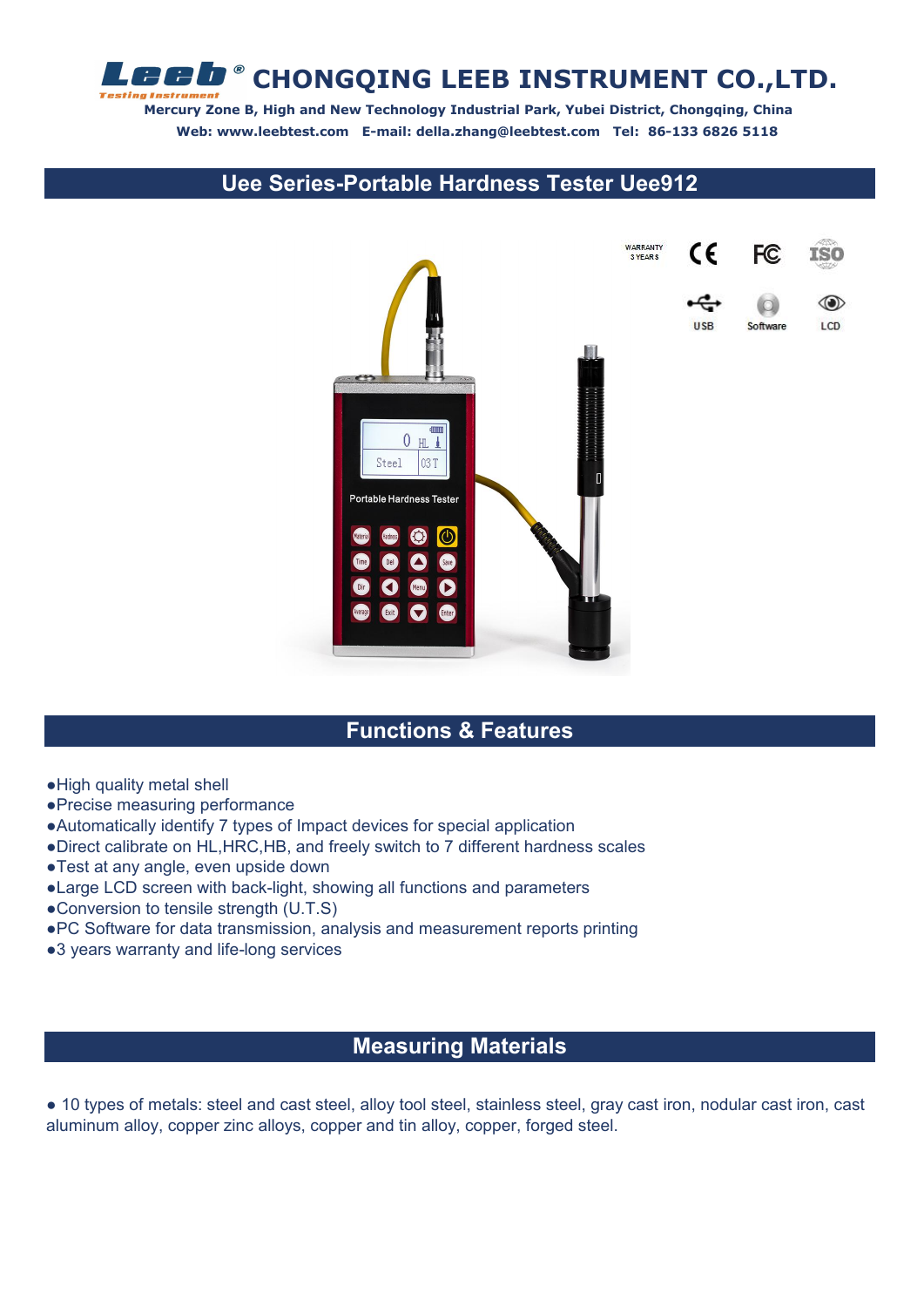# CHONGQING LEEB INSTRUMENT CO.,LTD.

**Mercury Zone B, High and New Technology Industrial Park, Yubei District, Chongqing, China**

**Web: www.leebtest.com E-mail: della.zhang@leebtest.com Tel: 86-133 6826 5118**

## Uee Series-Portable Hardness Tester Uee912

## Functions & Features

- ●High quality metal shell
- ●Precise measuring performance
- ●Automatically identify 7 types of Impact devices for special application
- ●Direct calibrate on HL,HRC,HB, and freely switch to 7 different hardness scales
- ●Test at any angle, even upside down
- ●Large LCD screen with back-light, showing all functions and parameters
- ●Conversion to tensile strength (U.T.S)
- ●PC Software for data transmission, analysis and measurement reports printing
- ●3 years warranty and life-long services

## Measuring Materials

● 10 types of metals: steel and cast steel, alloy tool steel, stainless steel, gray cast iron, nodular cast iron, cast aluminum alloy, copper zinc alloys, copper and tin alloy, copper, forged steel.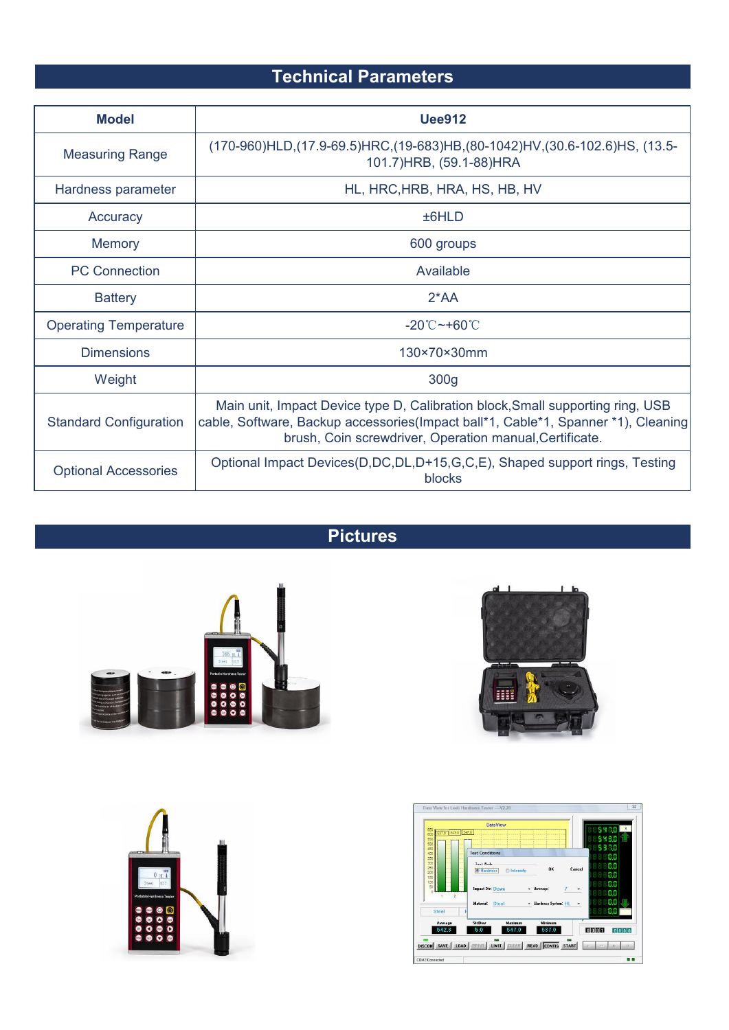## Technical Parameters

| Model | Uee912 |
|---|---|
| Measuring Range | (170-960)HLD,(17.9-69.5)HRC,(19-683)HB,(80-1042)HV,(30.6-102.6)HS, (13.5-101.7)HRB, (59.1-88)HRA |
| Hardness parameter | HL, HRC,HRB, HRA, HS, HB, HV |
| Accuracy | ±6HLD |
| Memory | 600 groups |
| PC Connection | Available |
| Battery | 2*AA |
| Operating Temperature | -20℃~+60℃ |
| Dimensions | 130×70×30mm |
| Weight | 300g |
| Standard Configuration | Main unit, Impact Device type D, Calibration block,Small supporting ring, USB cable, Software, Backup accessories(Impact ball*1, Cable*1, Spanner *1), Cleaning brush, Coin screwdriver, Operation manual,Certificate. |
| Optional Accessories | Optional Impact Devices(D,DC,DL,D+15,G,C,E), Shaped support rings, Testing blocks |

## Pictures